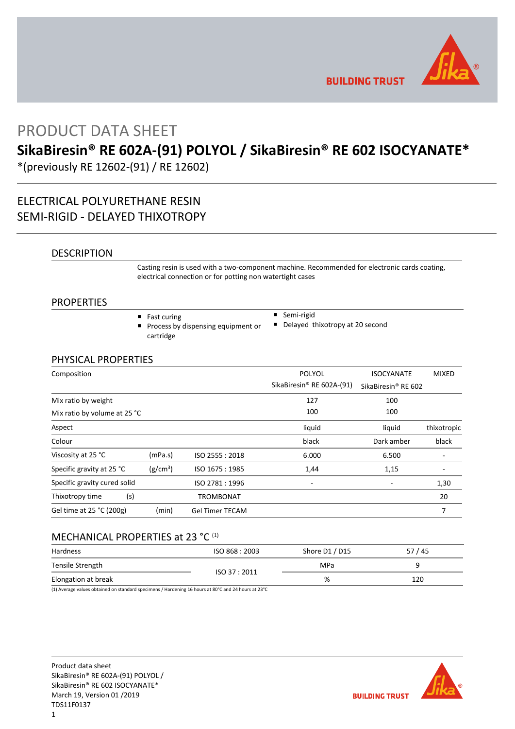# PRODUCT DATA SHEET

## SikaBiresin® RE 602A-(91) POLYOL / SikaBiresin® RE 602 ISOCYANATE*

*(previously RE 12602-(91) / RE 12602)

## ELECTRICAL POLYURETHANE RESIN
## SEMI-RIGID - DELAYED THIXOTROPY

### DESCRIPTION

Casting resin is used with a two-component machine. Recommended for electronic cards coating, electrical connection or for potting non watertight cases

### PROPERTIES

- Fast curing
- Process by dispensing equipment or cartridge
- Semi-rigid
- Delayed thixotropy at 20 second

### PHYSICAL PROPERTIES

| Composition | | | POLYOL SikaBiresin® RE 602A-(91) | ISOCYANATE SikaBiresin® RE 602 | MIXED |
|---|---|---|---|---|---|
| Mix ratio by weight | | | 127 | 100 | |
| Mix ratio by volume at 25 °C | | | 100 | 100 | |
| Aspect | | | liquid | liquid | thixotropic |
| Colour | | | black | Dark amber | black |
| Viscosity at 25 °C | (mPa.s) | ISO 2555 : 2018 | 6.000 | 6.500 | - |
| Specific gravity at 25 °C | (g/cm³) | ISO 1675 : 1985 | 1,44 | 1,15 | - |
| Specific gravity cured solid | | ISO 2781 : 1996 | - | - | 1,30 |
| Thixotropy time | (s) | TROMBONAT | | | 20 |
| Gel time at 25 °C (200g) | (min) | Gel Timer TECAM | | | 7 |

### MECHANICAL PROPERTIES at 23 °C (1)

| | | | |
|---|---|---|---|
| Hardness | ISO 868 : 2003 | Shore D1 / D15 | 57 / 45 |
| Tensile Strength | ISO 37 : 2011 | MPa | 9 |
| Elongation at break | ISO 37 : 2011 | % | 120 |

(1) Average values obtained on standard specimens / Hardening 16 hours at 80°C and 24 hours at 23°C

Product data sheet
SikaBiresin® RE 602A-(91) POLYOL /
SikaBiresin® RE 602 ISOCYANATE*
March 19, Version 01 /2019
TDS11F0137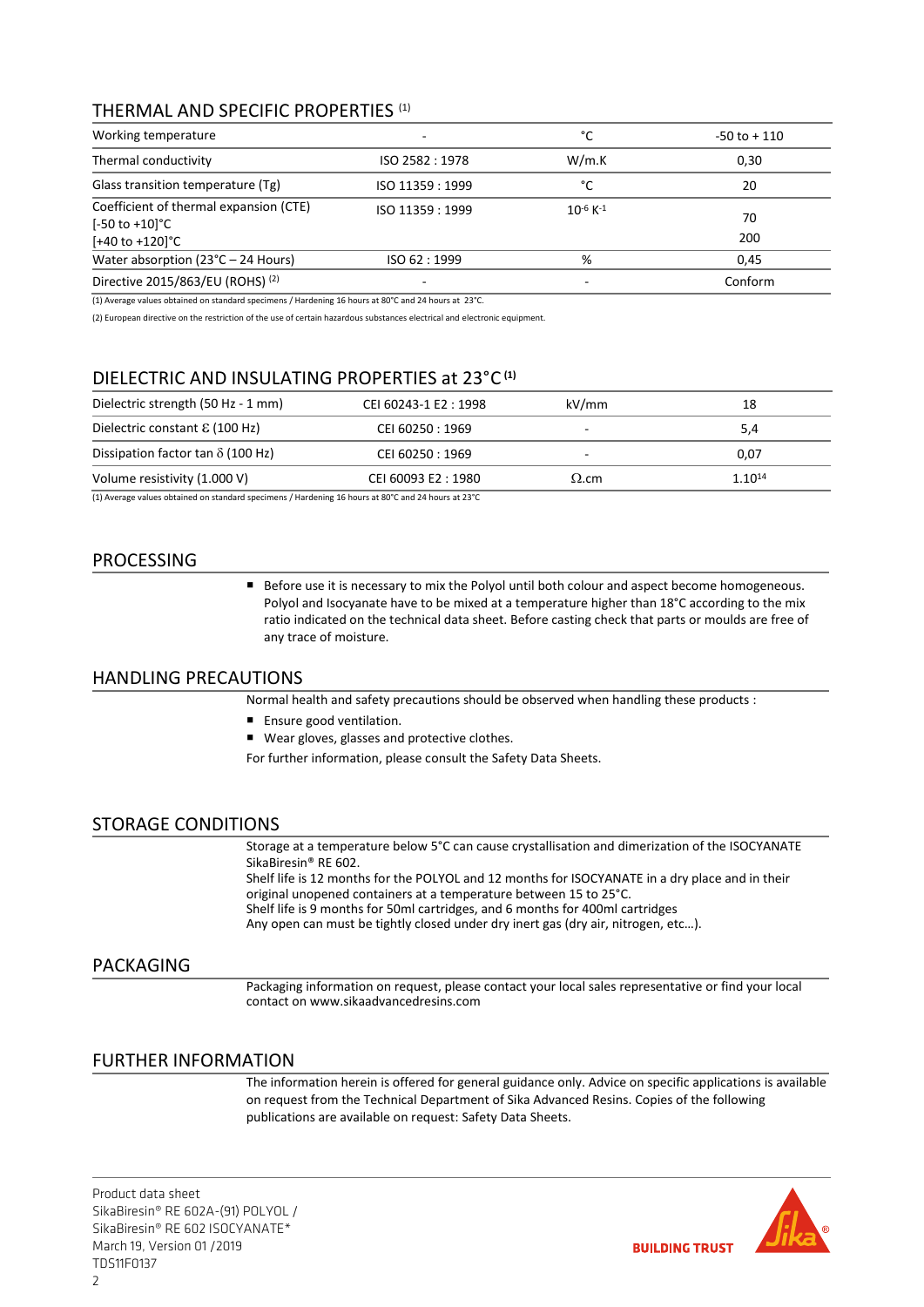## THERMAL AND SPECIFIC PROPERTIES (1)

| | | | |
|---|---|---|---|
| Working temperature | - | °C | -50 to + 110 |
| Thermal conductivity | ISO 2582 : 1978 | W/m.K | 0,30 |
| Glass transition temperature (Tg) | ISO 11359 : 1999 | °C | 20 |
| Coefficient of thermal expansion (CTE) [-50 to +10]°C [+40 to +120]°C | ISO 11359 : 1999 | $10^{-6}$ $K^{-1}$ | 70<br>200 |
| Water absorption (23°C – 24 Hours) | ISO 62 : 1999 | % | 0,45 |
| Directive 2015/863/EU (ROHS) (2) | - | - | Conform |

(1) Average values obtained on standard specimens / Hardening 16 hours at 80°C and 24 hours at 23°C.

(2) European directive on the restriction of the use of certain hazardous substances electrical and electronic equipment.

## DIELECTRIC AND INSULATING PROPERTIES at 23°C (1)

| | | | |
|---|---|---|---|
| Dielectric strength (50 Hz - 1 mm) | CEI 60243-1 E2 : 1998 | kV/mm | 18 |
| Dielectric constant $\varepsilon$ (100 Hz) | CEI 60250 : 1969 | - | 5,4 |
| Dissipation factor tan $\delta$ (100 Hz) | CEI 60250 : 1969 | - | 0,07 |
| Volume resistivity (1.000 V) | CEI 60093 E2 : 1980 | $\Omega$.cm | $1.10^{14}$ |

(1) Average values obtained on standard specimens / Hardening 16 hours at 80°C and 24 hours at 23°C

## PROCESSING

- Before use it is necessary to mix the Polyol until both colour and aspect become homogeneous. Polyol and Isocyanate have to be mixed at a temperature higher than 18°C according to the mix ratio indicated on the technical data sheet. Before casting check that parts or moulds are free of any trace of moisture.

## HANDLING PRECAUTIONS

Normal health and safety precautions should be observed when handling these products :

- Ensure good ventilation.
- Wear gloves, glasses and protective clothes.

For further information, please consult the Safety Data Sheets.

## STORAGE CONDITIONS

Storage at a temperature below 5°C can cause crystallisation and dimerization of the ISOCYANATE SikaBiresin® RE 602.
Shelf life is 12 months for the POLYOL and 12 months for ISOCYANATE in a dry place and in their original unopened containers at a temperature between 15 to 25°C.
Shelf life is 9 months for 50ml cartridges, and 6 months for 400ml cartridges
Any open can must be tightly closed under dry inert gas (dry air, nitrogen, etc…).

## PACKAGING

Packaging information on request, please contact your local sales representative or find your local contact on www.sikaadvancedresins.com

## FURTHER INFORMATION

The information herein is offered for general guidance only. Advice on specific applications is available on request from the Technical Department of Sika Advanced Resins. Copies of the following publications are available on request: Safety Data Sheets.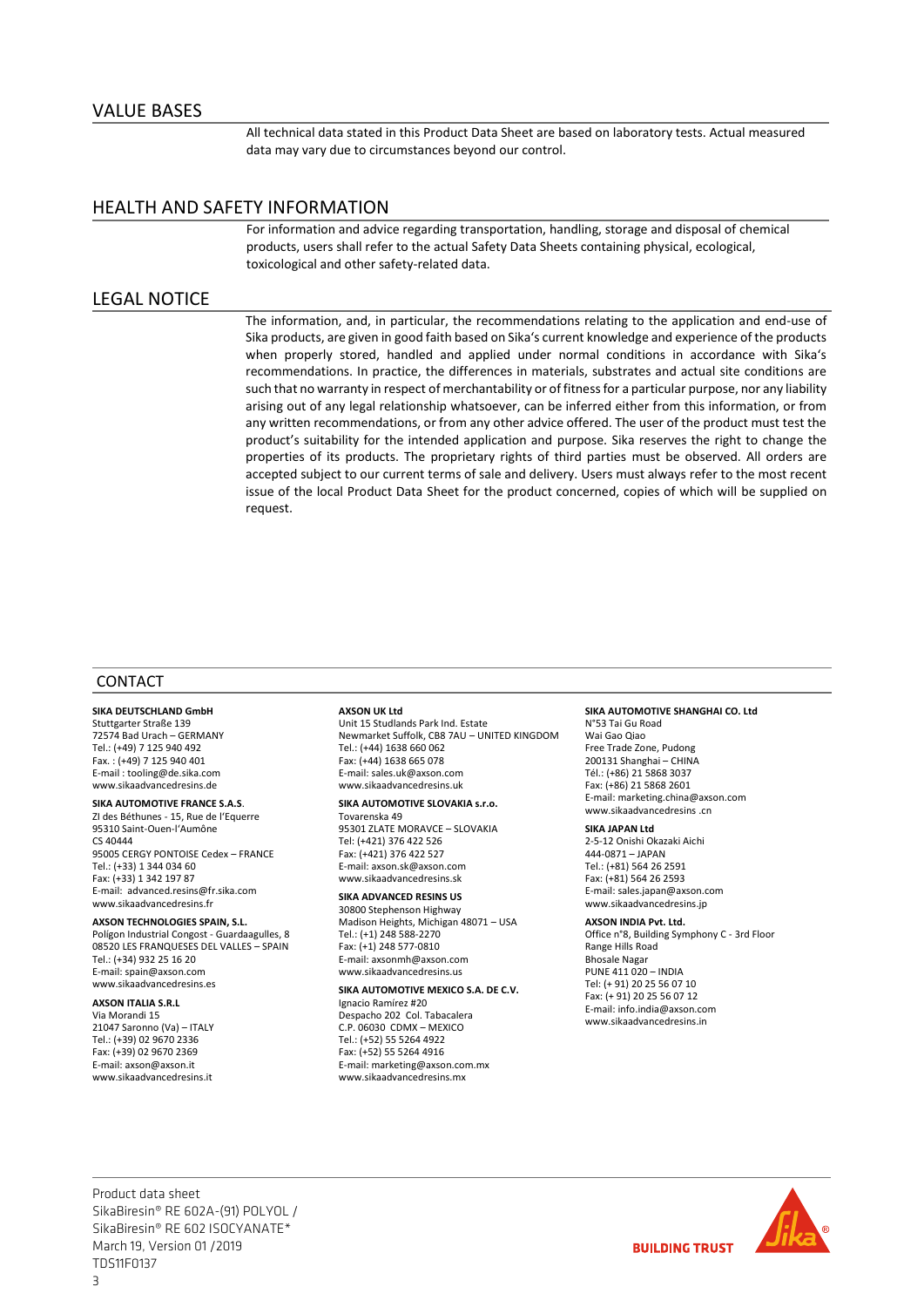## VALUE BASES

All technical data stated in this Product Data Sheet are based on laboratory tests. Actual measured data may vary due to circumstances beyond our control.

## HEALTH AND SAFETY INFORMATION

For information and advice regarding transportation, handling, storage and disposal of chemical products, users shall refer to the actual Safety Data Sheets containing physical, ecological, toxicological and other safety-related data.

## LEGAL NOTICE

The information, and, in particular, the recommendations relating to the application and end-use of Sika products, are given in good faith based on Sika's current knowledge and experience of the products when properly stored, handled and applied under normal conditions in accordance with Sika's recommendations. In practice, the differences in materials, substrates and actual site conditions are such that no warranty in respect of merchantability or of fitness for a particular purpose, nor any liability arising out of any legal relationship whatsoever, can be inferred either from this information, or from any written recommendations, or from any other advice offered. The user of the product must test the product's suitability for the intended application and purpose. Sika reserves the right to change the properties of its products. The proprietary rights of third parties must be observed. All orders are accepted subject to our current terms of sale and delivery. Users must always refer to the most recent issue of the local Product Data Sheet for the product concerned, copies of which will be supplied on request.

## CONTACT

**SIKA DEUTSCHLAND GmbH**
Stuttgarter Straße 139
72574 Bad Urach – GERMANY
Tel.: (+49) 7 125 940 492
Fax. : (+49) 7 125 940 401
E-mail : tooling@de.sika.com
www.sikaadvancedresins.de

**SIKA AUTOMOTIVE FRANCE S.A.S.**
ZI des Béthunes - 15, Rue de l'Equerre
95310 Saint-Ouen-l'Aumône
CS 40444
95005 CERGY PONTOISE Cedex – FRANCE
Tel.: (+33) 1 344 034 60
Fax: (+33) 1 342 197 87
E-mail: advanced.resins@fr.sika.com
www.sikaadvancedresins.fr

**AXSON TECHNOLOGIES SPAIN, S.L.**
Polígon Industrial Congost - Guardaagulles, 8
08520 LES FRANQUESES DEL VALLES – SPAIN
Tel.: (+34) 932 25 16 20
E-mail: spain@axson.com
www.sikaadvancedresins.es

**AXSON ITALIA S.R.L**
Via Morandi 15
21047 Saronno (Va) – ITALY
Tel.: (+39) 02 9670 2336
Fax: (+39) 02 9670 2369
E-mail: axson@axson.it
www.sikaadvancedresins.it

**AXSON UK Ltd**
Unit 15 Studlands Park Ind. Estate
Newmarket Suffolk, CB8 7AU – UNITED KINGDOM
Tel.: (+44) 1638 660 062
Fax: (+44) 1638 665 078
E-mail: sales.uk@axson.com
www.sikaadvancedresins.uk

**SIKA AUTOMOTIVE SLOVAKIA s.r.o.**
Tovarenska 49
95301 ZLATE MORAVCE – SLOVAKIA
Tel: (+421) 376 422 526
Fax: (+421) 376 422 527
E-mail: axson.sk@axson.com
www.sikaadvancedresins.sk

**SIKA ADVANCED RESINS US**
30800 Stephenson Highway
Madison Heights, Michigan 48071 – USA
Tel.: (+1) 248 588-2270
Fax: (+1) 248 577-0810
E-mail: axsonmh@axson.com
www.sikaadvancedresins.us

**SIKA AUTOMOTIVE MEXICO S.A. DE C.V.**
Ignacio Ramírez #20
Despacho 202 Col. Tabacalera
C.P. 06030 CDMX – MEXICO
Tel.: (+52) 55 5264 4922
Fax: (+52) 55 5264 4916
E-mail: marketing@axson.com.mx
www.sikaadvancedresins.mx

**SIKA AUTOMOTIVE SHANGHAI CO. Ltd**
N°53 Tai Gu Road
Wai Gao Qiao
Free Trade Zone, Pudong
200131 Shanghai – CHINA
Tél.: (+86) 21 5868 3037
Fax: (+86) 21 5868 2601
E-mail: marketing.china@axson.com
www.sikaadvancedresins .cn

**SIKA JAPAN Ltd**
2-5-12 Onishi Okazaki Aichi
444-0871 – JAPAN
Tel.: (+81) 564 26 2591
Fax: (+81) 564 26 2593
E-mail: sales.japan@axson.com
www.sikaadvancedresins.jp

**AXSON INDIA Pvt. Ltd.**
Office n°8, Building Symphony C - 3rd Floor
Range Hills Road
Bhosale Nagar
PUNE 411 020 – INDIA
Tel: (+ 91) 20 25 56 07 10
Fax: (+ 91) 20 25 56 07 12
E-mail: info.india@axson.com
www.sikaadvancedresins.in